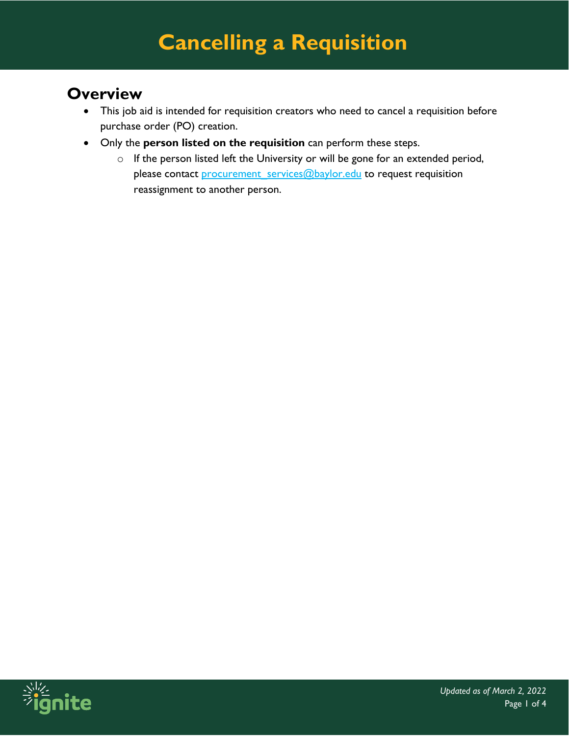# Cancelling a Requisition

## Overview

- This job aid is intended for requisition creators who need to cancel a requisition before purchase order (PO) creation.
- Only the **person listed on the requisition** can perform these steps.
  - If the person listed left the University or will be gone for an extended period, please contact procurement_services@baylor.edu to request requisition reassignment to another person.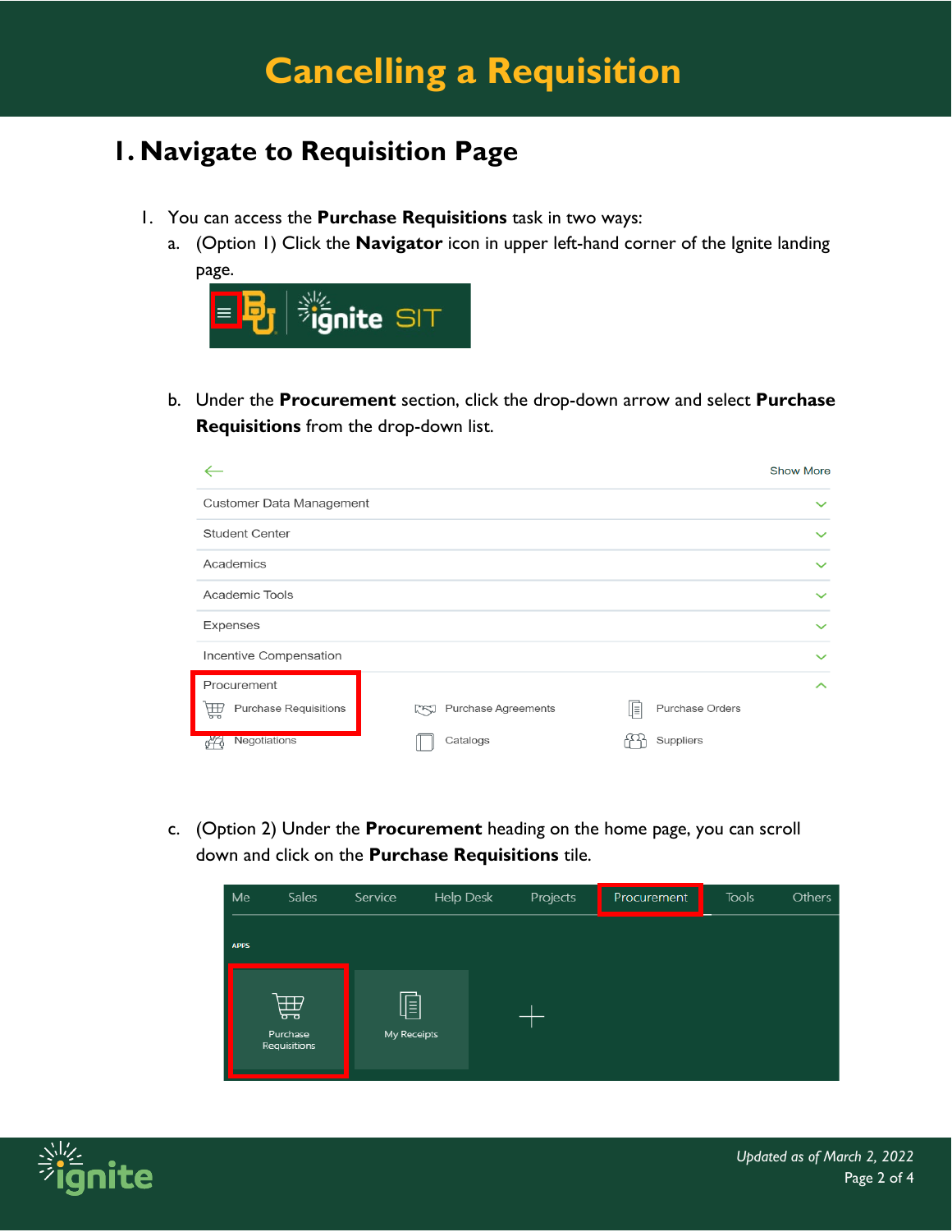# Cancelling a Requisition

## 1. Navigate to Requisition Page

1. You can access the **Purchase Requisitions** task in two ways:
   a. (Option 1) Click the **Navigator** icon in upper left-hand corner of the Ignite landing page.

   b. Under the **Procurement** section, click the drop-down arrow and select **Purchase Requisitions** from the drop-down list.

   c. (Option 2) Under the **Procurement** heading on the home page, you can scroll down and click on the **Purchase Requisitions** tile.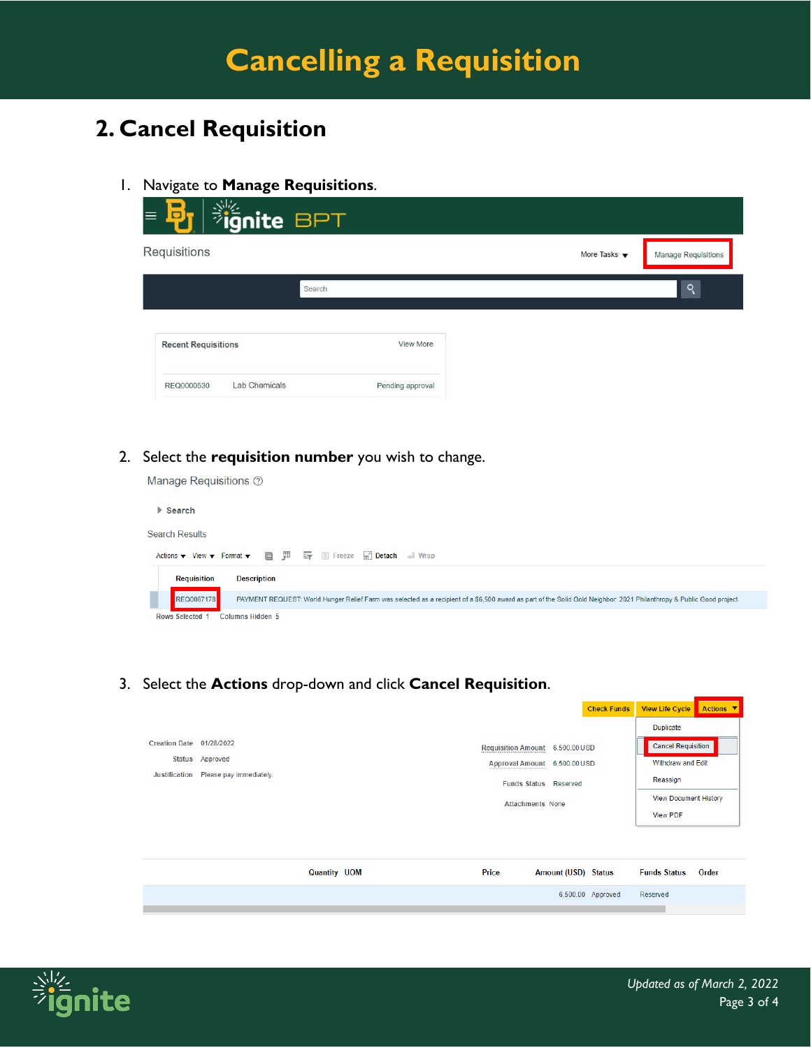# Cancelling a Requisition

## 2. Cancel Requisition

1. Navigate to **Manage Requisitions**.

2. Select the **requisition number** you wish to change.

3. Select the **Actions** drop-down and click **Cancel Requisition**.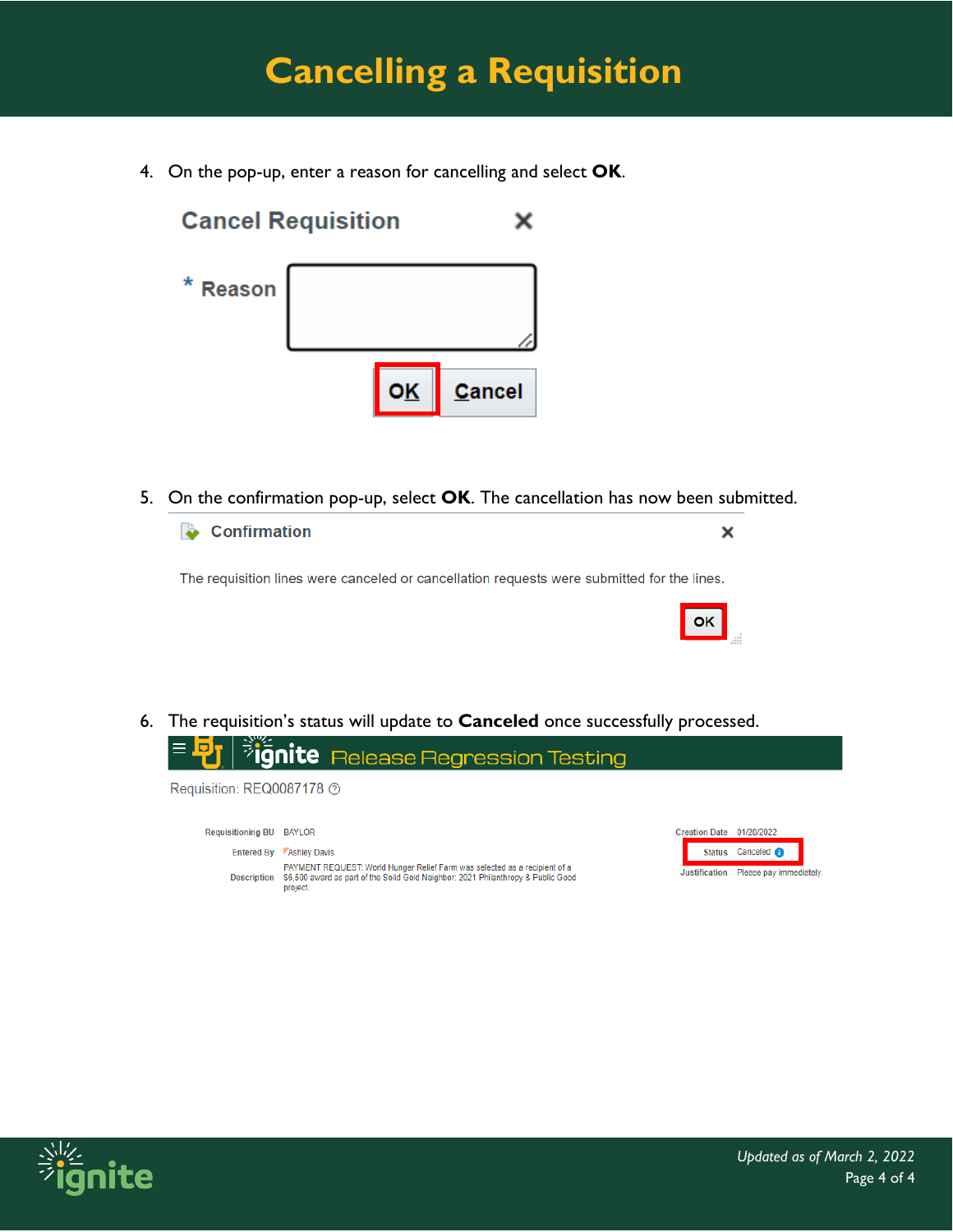# Cancelling a Requisition

4. On the pop-up, enter a reason for cancelling and select **OK**.

Cancel Requisition

\* Reason

OK Cancel

5. On the confirmation pop-up, select **OK**. The cancellation has now been submitted.

Confirmation

The requisition lines were canceled or cancellation requests were submitted for the lines.

OK

6. The requisition's status will update to **Canceled** once successfully processed.

ignite Release Regression Testing

Requisition: REQ0087178

| | |
|---|---|
| Requisitioning BU | BAYLOR |
| Entered By | Ashley Davis |
| Description | PAYMENT REQUEST: World Hunger Relief Farm was selected as a recipient of a $6,500 award as part of the Solid Gold Neighbor: 2021 Philanthropy & Public Good project. |
| Creation Date | 01/26/2022 |
| Status | Canceled |
| Justification | Please pay immediately. |

*Updated as of March 2, 2022*